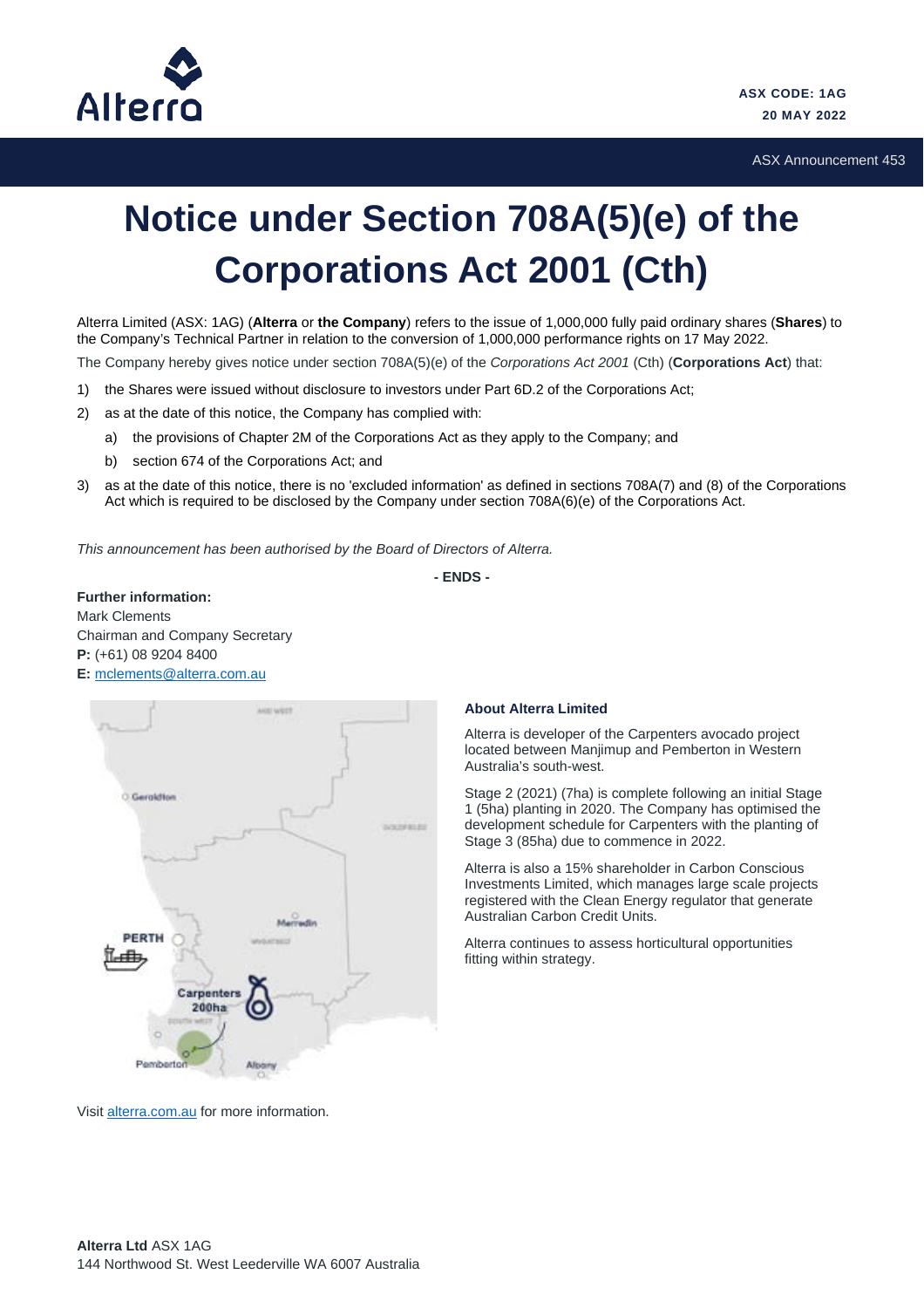ASX CODE: 1AG
20 MAY 2022

ASX Announcement 453

# Notice under Section 708A(5)(e) of the Corporations Act 2001 (Cth)

Alterra Limited (ASX: 1AG) (**Alterra** or **the Company**) refers to the issue of 1,000,000 fully paid ordinary shares (**Shares**) to the Company's Technical Partner in relation to the conversion of 1,000,000 performance rights on 17 May 2022.

The Company hereby gives notice under section 708A(5)(e) of the *Corporations Act 2001* (Cth) (**Corporations Act**) that:

1) the Shares were issued without disclosure to investors under Part 6D.2 of the Corporations Act;
2) as at the date of this notice, the Company has complied with:
   a) the provisions of Chapter 2M of the Corporations Act as they apply to the Company; and
   b) section 674 of the Corporations Act; and
3) as at the date of this notice, there is no 'excluded information' as defined in sections 708A(7) and (8) of the Corporations Act which is required to be disclosed by the Company under section 708A(6)(e) of the Corporations Act.

*This announcement has been authorised by the Board of Directors of Alterra.*

**- ENDS -**

**Further information:**
Mark Clements
Chairman and Company Secretary
**P:** (+61) 08 9204 8400
**E:** mclements@alterra.com.au

### About Alterra Limited

Alterra is developer of the Carpenters avocado project located between Manjimup and Pemberton in Western Australia's south-west.

Stage 2 (2021) (7ha) is complete following an initial Stage 1 (5ha) planting in 2020. The Company has optimised the development schedule for Carpenters with the planting of Stage 3 (85ha) due to commence in 2022.

Alterra is also a 15% shareholder in Carbon Conscious Investments Limited, which manages large scale projects registered with the Clean Energy regulator that generate Australian Carbon Credit Units.

Alterra continues to assess horticultural opportunities fitting within strategy.

Visit alterra.com.au for more information.

**Alterra Ltd** ASX 1AG
144 Northwood St. West Leederville WA 6007 Australia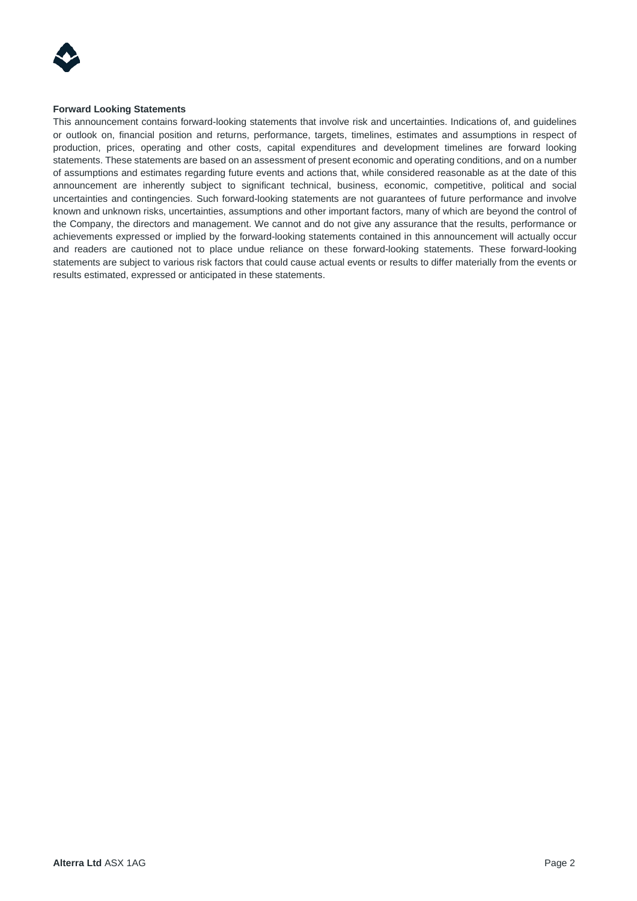**Forward Looking Statements**

This announcement contains forward-looking statements that involve risk and uncertainties. Indications of, and guidelines or outlook on, financial position and returns, performance, targets, timelines, estimates and assumptions in respect of production, prices, operating and other costs, capital expenditures and development timelines are forward looking statements. These statements are based on an assessment of present economic and operating conditions, and on a number of assumptions and estimates regarding future events and actions that, while considered reasonable as at the date of this announcement are inherently subject to significant technical, business, economic, competitive, political and social uncertainties and contingencies. Such forward-looking statements are not guarantees of future performance and involve known and unknown risks, uncertainties, assumptions and other important factors, many of which are beyond the control of the Company, the directors and management. We cannot and do not give any assurance that the results, performance or achievements expressed or implied by the forward-looking statements contained in this announcement will actually occur and readers are cautioned not to place undue reliance on these forward-looking statements. These forward-looking statements are subject to various risk factors that could cause actual events or results to differ materially from the events or results estimated, expressed or anticipated in these statements.